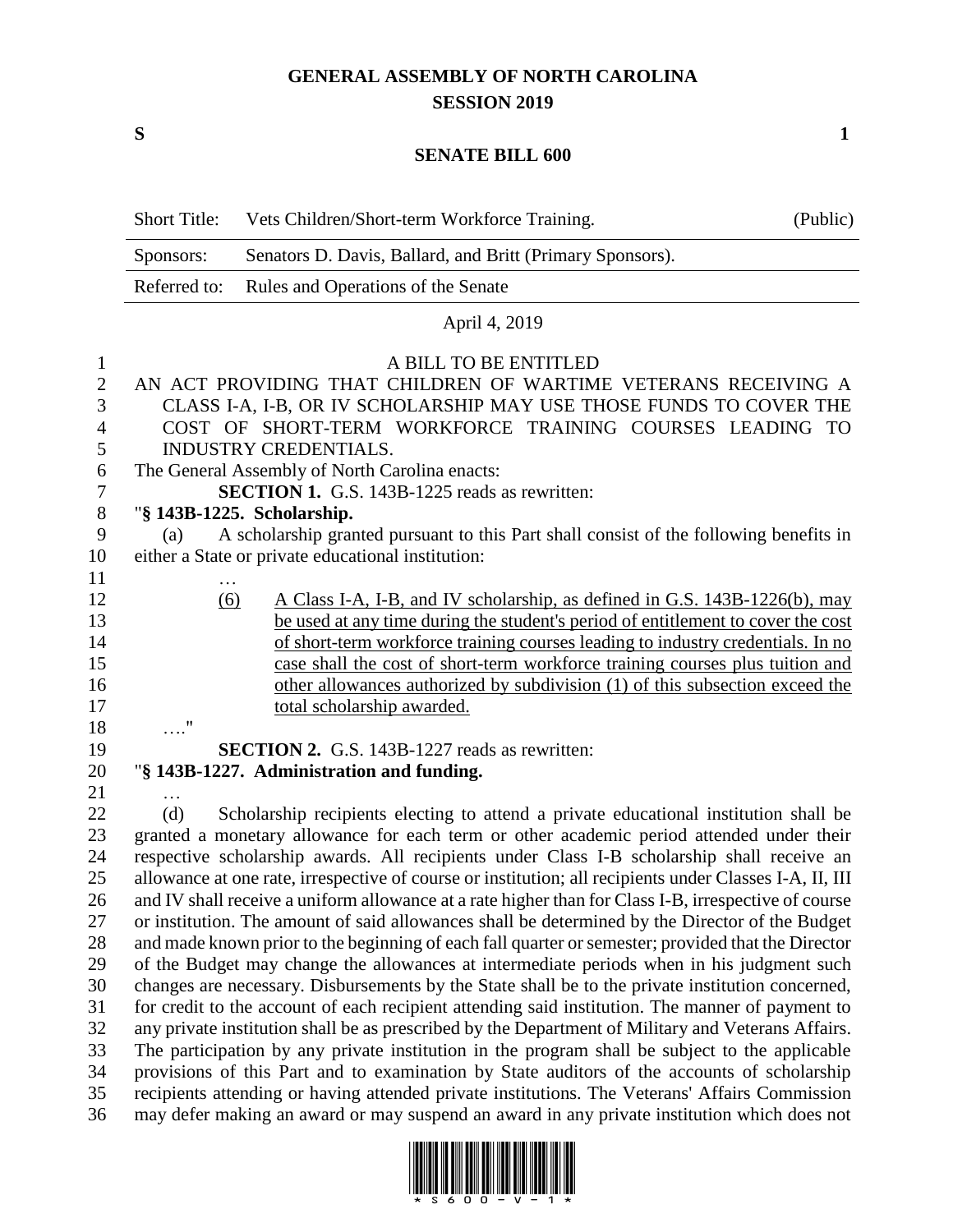# GENERAL ASSEMBLY OF NORTH CAROLINA
## SESSION 2019

**S** **1**

## SENATE BILL 600

| | | |
|---|---|---|
| Short Title: | Vets Children/Short-term Workforce Training. | (Public) |
| Sponsors: | Senators D. Davis, Ballard, and Britt (Primary Sponsors). | |
| Referred to: | Rules and Operations of the Senate | |

April 4, 2019

A BILL TO BE ENTITLED

AN ACT PROVIDING THAT CHILDREN OF WARTIME VETERANS RECEIVING A CLASS I-A, I-B, OR IV SCHOLARSHIP MAY USE THOSE FUNDS TO COVER THE COST OF SHORT-TERM WORKFORCE TRAINING COURSES LEADING TO INDUSTRY CREDENTIALS.

The General Assembly of North Carolina enacts:

**SECTION 1.** G.S. 143B-1225 reads as rewritten:

"**§ 143B-1225. Scholarship.**

(a) A scholarship granted pursuant to this Part shall consist of the following benefits in either a State or private educational institution:

…

<u>(6)</u> <u>A Class I-A, I-B, and IV scholarship, as defined in G.S. 143B-1226(b), may be used at any time during the student's period of entitlement to cover the cost of short-term workforce training courses leading to industry credentials. In no case shall the cost of short-term workforce training courses plus tuition and other allowances authorized by subdivision (1) of this subsection exceed the total scholarship awarded.</u>

…."

**SECTION 2.** G.S. 143B-1227 reads as rewritten:

"**§ 143B-1227. Administration and funding.**

…

(d) Scholarship recipients electing to attend a private educational institution shall be granted a monetary allowance for each term or other academic period attended under their respective scholarship awards. All recipients under Class I-B scholarship shall receive an allowance at one rate, irrespective of course or institution; all recipients under Classes I-A, II, III and IV shall receive a uniform allowance at a rate higher than for Class I-B, irrespective of course or institution. The amount of said allowances shall be determined by the Director of the Budget and made known prior to the beginning of each fall quarter or semester; provided that the Director of the Budget may change the allowances at intermediate periods when in his judgment such changes are necessary. Disbursements by the State shall be to the private institution concerned, for credit to the account of each recipient attending said institution. The manner of payment to any private institution shall be as prescribed by the Department of Military and Veterans Affairs. The participation by any private institution in the program shall be subject to the applicable provisions of this Part and to examination by State auditors of the accounts of scholarship recipients attending or having attended private institutions. The Veterans' Affairs Commission may defer making an award or may suspend an award in any private institution which does not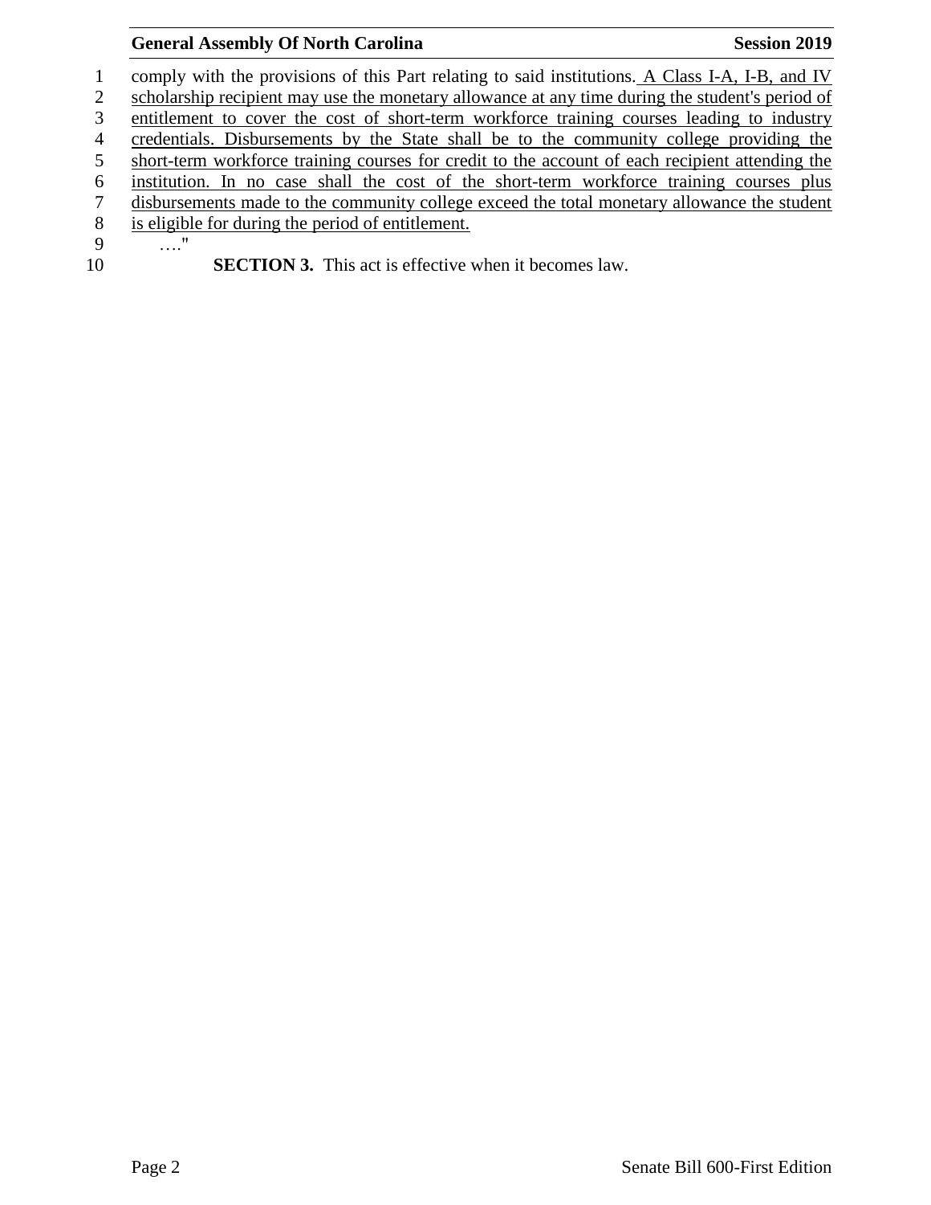comply with the provisions of this Part relating to said institutions. <u>A Class I-A, I-B, and IV scholarship recipient may use the monetary allowance at any time during the student's period of entitlement to cover the cost of short-term workforce training courses leading to industry credentials. Disbursements by the State shall be to the community college providing the short-term workforce training courses for credit to the account of each recipient attending the institution. In no case shall the cost of the short-term workforce training courses plus disbursements made to the community college exceed the total monetary allowance the student is eligible for during the period of entitlement.</u>

…."

**SECTION 3.** This act is effective when it becomes law.